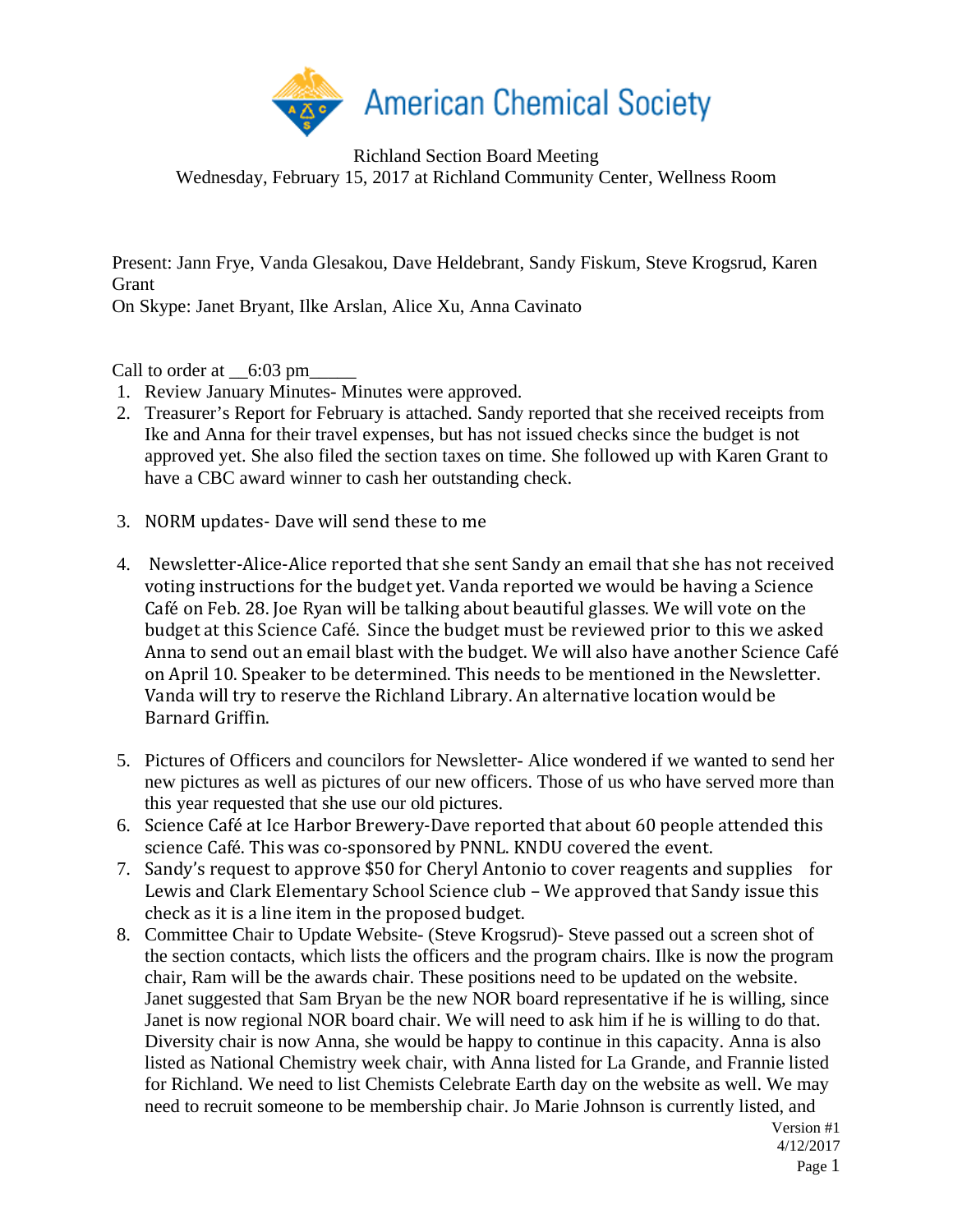American Chemical Society

Richland Section Board Meeting
Wednesday, February 15, 2017 at Richland Community Center, Wellness Room

Present: Jann Frye, Vanda Glesakou, Dave Heldebrant, Sandy Fiskum, Steve Krogsrud, Karen Grant
On Skype: Janet Bryant, Ilke Arslan, Alice Xu, Anna Cavinato

Call to order at __6:03 pm_____

1. Review January Minutes- Minutes were approved.
2. Treasurer's Report for February is attached. Sandy reported that she received receipts from Ike and Anna for their travel expenses, but has not issued checks since the budget is not approved yet. She also filed the section taxes on time. She followed up with Karen Grant to have a CBC award winner to cash her outstanding check.
3. NORM updates- Dave will send these to me
4. Newsletter-Alice-Alice reported that she sent Sandy an email that she has not received voting instructions for the budget yet. Vanda reported we would be having a Science Café on Feb. 28. Joe Ryan will be talking about beautiful glasses. We will vote on the budget at this Science Café. Since the budget must be reviewed prior to this we asked Anna to send out an email blast with the budget. We will also have another Science Café on April 10. Speaker to be determined. This needs to be mentioned in the Newsletter. Vanda will try to reserve the Richland Library. An alternative location would be Barnard Griffin.
5. Pictures of Officers and councilors for Newsletter- Alice wondered if we wanted to send her new pictures as well as pictures of our new officers. Those of us who have served more than this year requested that she use our old pictures.
6. Science Café at Ice Harbor Brewery-Dave reported that about 60 people attended this science Café. This was co-sponsored by PNNL. KNDU covered the event.
7. Sandy's request to approve $50 for Cheryl Antonio to cover reagents and supplies for Lewis and Clark Elementary School Science club – We approved that Sandy issue this check as it is a line item in the proposed budget.
8. Committee Chair to Update Website- (Steve Krogsrud)- Steve passed out a screen shot of the section contacts, which lists the officers and the program chairs. Ilke is now the program chair, Ram will be the awards chair. These positions need to be updated on the website. Janet suggested that Sam Bryan be the new NOR board representative if he is willing, since Janet is now regional NOR board chair. We will need to ask him if he is willing to do that. Diversity chair is now Anna, she would be happy to continue in this capacity. Anna is also listed as National Chemistry week chair, with Anna listed for La Grande, and Frannie listed for Richland. We need to list Chemists Celebrate Earth day on the website as well. We may need to recruit someone to be membership chair. Jo Marie Johnson is currently listed, and

Version #1
4/12/2017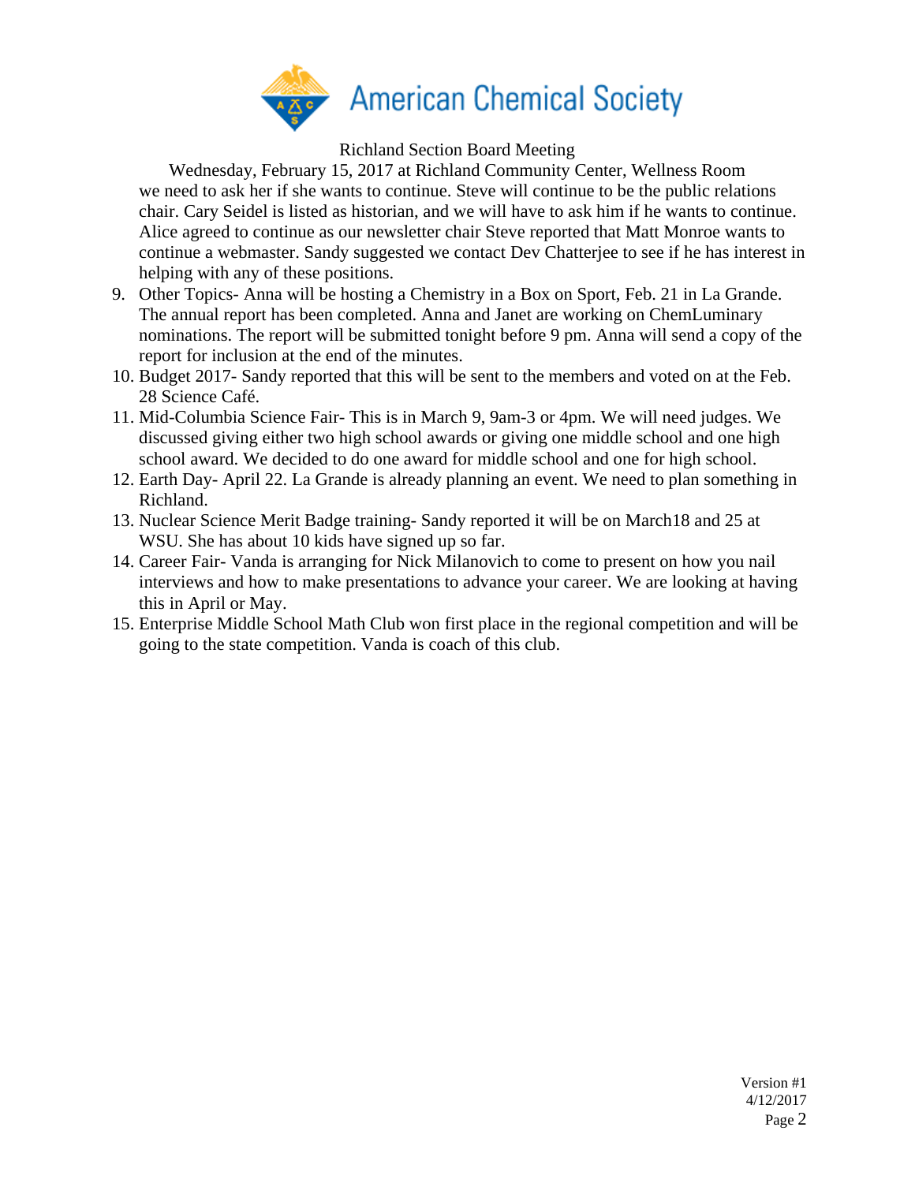Richland Section Board Meeting

Wednesday, February 15, 2017 at Richland Community Center, Wellness Room

we need to ask her if she wants to continue. Steve will continue to be the public relations chair. Cary Seidel is listed as historian, and we will have to ask him if he wants to continue. Alice agreed to continue as our newsletter chair Steve reported that Matt Monroe wants to continue a webmaster. Sandy suggested we contact Dev Chatterjee to see if he has interest in helping with any of these positions.

9. Other Topics- Anna will be hosting a Chemistry in a Box on Sport, Feb. 21 in La Grande. The annual report has been completed. Anna and Janet are working on ChemLuminary nominations. The report will be submitted tonight before 9 pm. Anna will send a copy of the report for inclusion at the end of the minutes.
10. Budget 2017- Sandy reported that this will be sent to the members and voted on at the Feb. 28 Science Café.
11. Mid-Columbia Science Fair- This is in March 9, 9am-3 or 4pm. We will need judges. We discussed giving either two high school awards or giving one middle school and one high school award. We decided to do one award for middle school and one for high school.
12. Earth Day- April 22. La Grande is already planning an event. We need to plan something in Richland.
13. Nuclear Science Merit Badge training- Sandy reported it will be on March18 and 25 at WSU. She has about 10 kids have signed up so far.
14. Career Fair- Vanda is arranging for Nick Milanovich to come to present on how you nail interviews and how to make presentations to advance your career. We are looking at having this in April or May.
15. Enterprise Middle School Math Club won first place in the regional competition and will be going to the state competition. Vanda is coach of this club.

Version #1
4/12/2017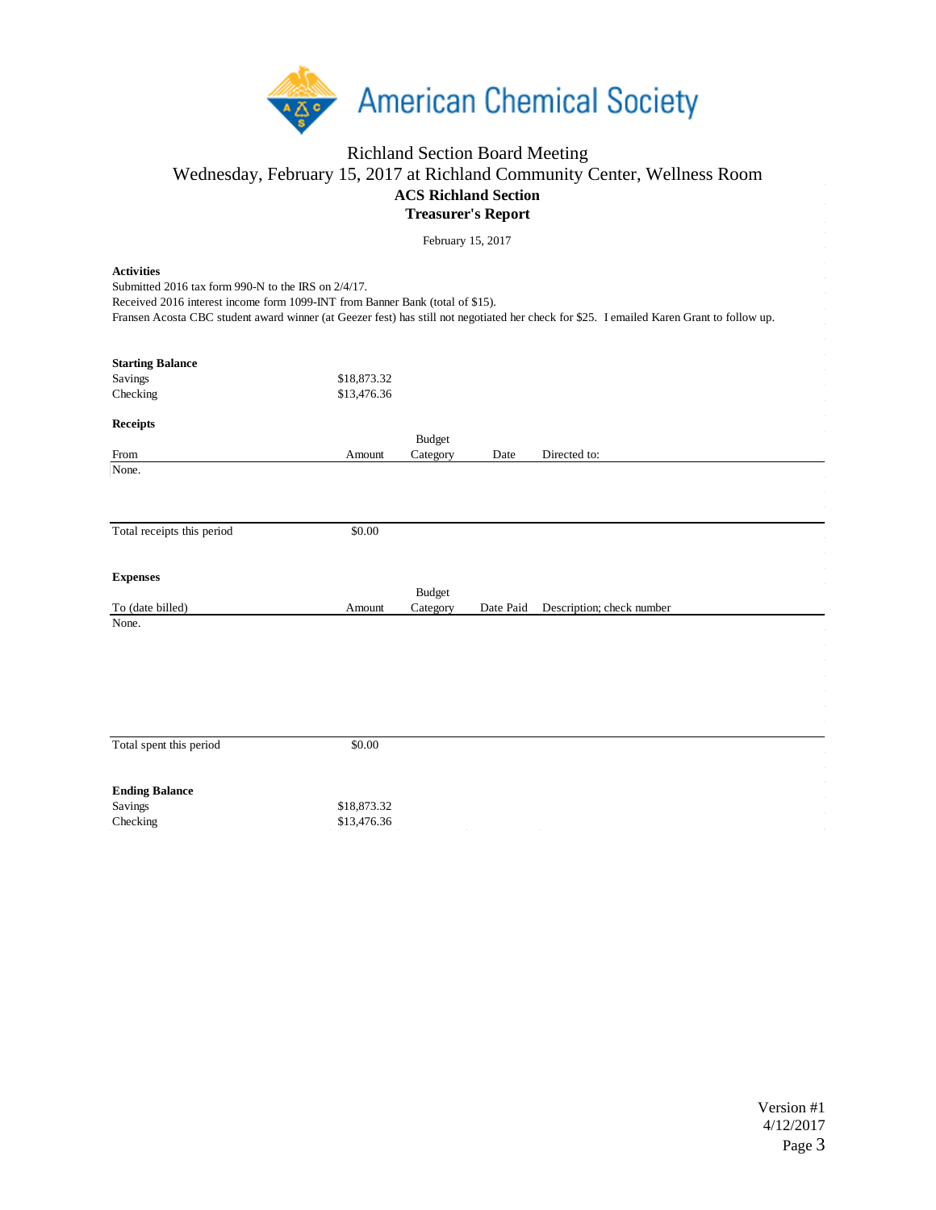American Chemical Society

Richland Section Board Meeting
Wednesday, February 15, 2017 at Richland Community Center, Wellness Room

**ACS Richland Section**
**Treasurer's Report**

February 15, 2017

**Activities**
Submitted 2016 tax form 990-N to the IRS on 2/4/17.
Received 2016 interest income form 1099-INT from Banner Bank (total of $15).
Fransen Acosta CBC student award winner (at Geezer fest) has still not negotiated her check for $25. I emailed Karen Grant to follow up.

**Starting Balance**

| | |
|---|---|
| Savings | $18,873.32 |
| Checking | $13,476.36 |

**Receipts**

| From | Amount | Budget Category | Date | Directed to: |
|---|---|---|---|---|
| None. | | | | |
| Total receipts this period | $0.00 | | | |

**Expenses**

| To (date billed) | Amount | Budget Category | Date Paid | Description; check number |
|---|---|---|---|---|
| None. | | | | |
| Total spent this period | $0.00 | | | |

**Ending Balance**

| | |
|---|---|
| Savings | $18,873.32 |
| Checking | $13,476.36 |

Version #1
4/12/2017